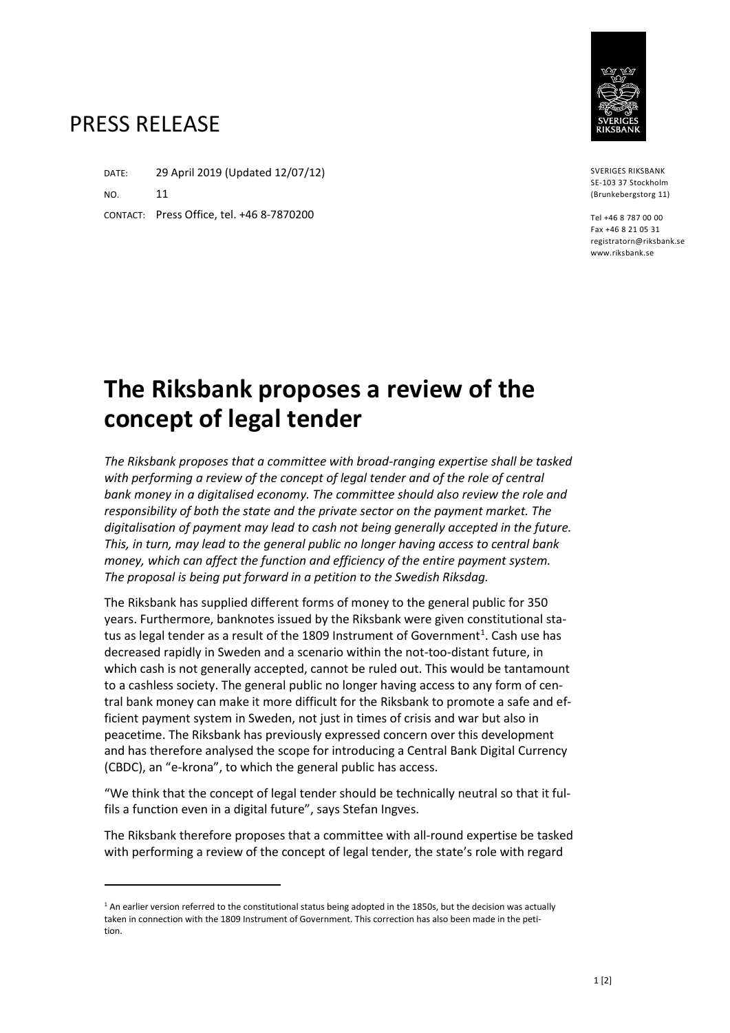# PRESS RELEASE

DATE: 29 April 2019 (Updated 12/07/12)

NO. 11

CONTACT: Press Office, tel. +46 8-7870200

SVERIGES RIKSBANK
SE-103 37 Stockholm
(Brunkebergstorg 11)

Tel +46 8 787 00 00
Fax +46 8 21 05 31
registratorn@riksbank.se
www.riksbank.se

# The Riksbank proposes a review of the concept of legal tender

*The Riksbank proposes that a committee with broad-ranging expertise shall be tasked with performing a review of the concept of legal tender and of the role of central bank money in a digitalised economy. The committee should also review the role and responsibility of both the state and the private sector on the payment market. The digitalisation of payment may lead to cash not being generally accepted in the future. This, in turn, may lead to the general public no longer having access to central bank money, which can affect the function and efficiency of the entire payment system. The proposal is being put forward in a petition to the Swedish Riksdag.*

The Riksbank has supplied different forms of money to the general public for 350 years. Furthermore, banknotes issued by the Riksbank were given constitutional status as legal tender as a result of the 1809 Instrument of Government[1]. Cash use has decreased rapidly in Sweden and a scenario within the not-too-distant future, in which cash is not generally accepted, cannot be ruled out. This would be tantamount to a cashless society. The general public no longer having access to any form of central bank money can make it more difficult for the Riksbank to promote a safe and efficient payment system in Sweden, not just in times of crisis and war but also in peacetime. The Riksbank has previously expressed concern over this development and has therefore analysed the scope for introducing a Central Bank Digital Currency (CBDC), an "e-krona", to which the general public has access.

"We think that the concept of legal tender should be technically neutral so that it fulfils a function even in a digital future", says Stefan Ingves.

The Riksbank therefore proposes that a committee with all-round expertise be tasked with performing a review of the concept of legal tender, the state's role with regard

[1] An earlier version referred to the constitutional status being adopted in the 1850s, but the decision was actually taken in connection with the 1809 Instrument of Government. This correction has also been made in the petition.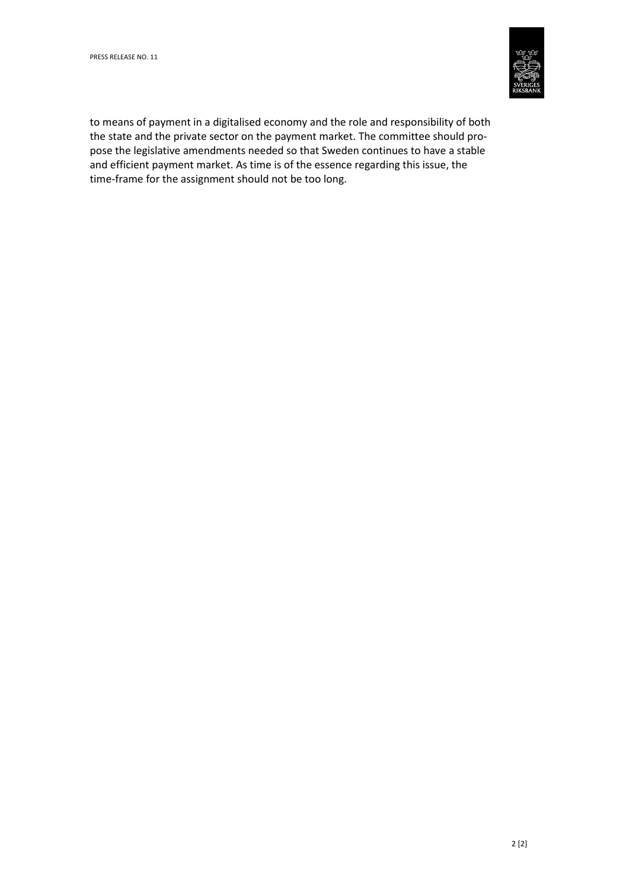to means of payment in a digitalised economy and the role and responsibility of both the state and the private sector on the payment market. The committee should propose the legislative amendments needed so that Sweden continues to have a stable and efficient payment market. As time is of the essence regarding this issue, the time-frame for the assignment should not be too long.